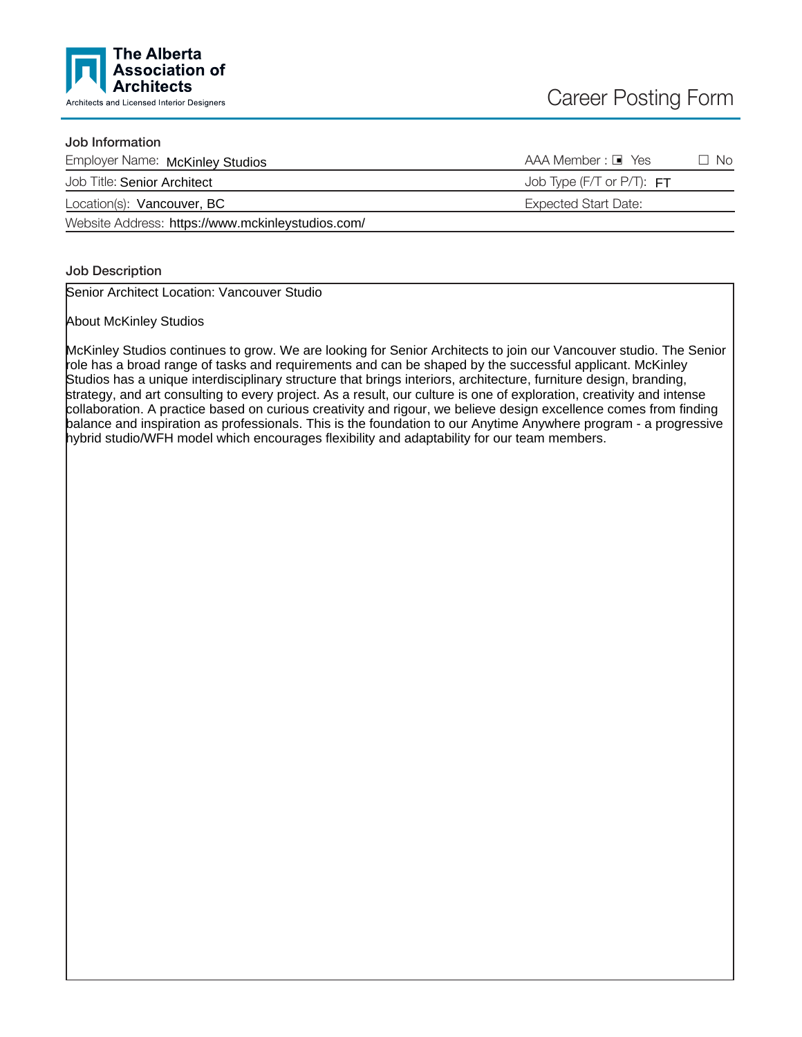**The Alberta Association of Architects**
Architects and Licensed Interior Designers

# Career Posting Form

## Job Information

| | |
|---|---|
| Employer Name: McKinley Studios | AAA Member : ☒ Yes ☐ No |
| Job Title: Senior Architect | Job Type (F/T or P/T): FT |
| Location(s): Vancouver, BC | Expected Start Date: |
| Website Address: https://www.mckinleystudios.com/ | |

## Job Description

Senior Architect Location: Vancouver Studio

About McKinley Studios

McKinley Studios continues to grow. We are looking for Senior Architects to join our Vancouver studio. The Senior role has a broad range of tasks and requirements and can be shaped by the successful applicant. McKinley Studios has a unique interdisciplinary structure that brings interiors, architecture, furniture design, branding, strategy, and art consulting to every project. As a result, our culture is one of exploration, creativity and intense collaboration. A practice based on curious creativity and rigour, we believe design excellence comes from finding balance and inspiration as professionals. This is the foundation to our Anytime Anywhere program - a progressive hybrid studio/WFH model which encourages flexibility and adaptability for our team members.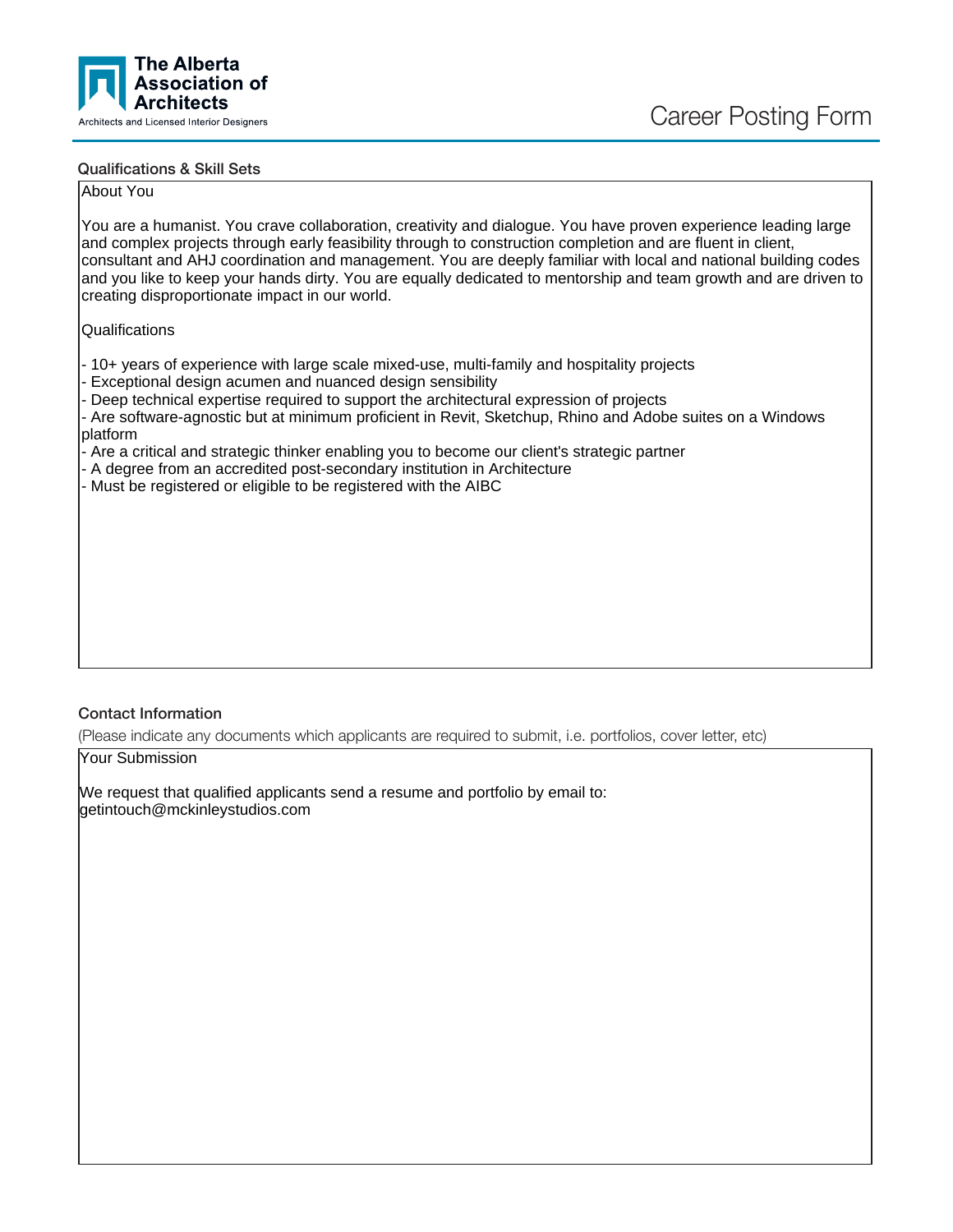## Qualifications & Skill Sets

About You

You are a humanist. You crave collaboration, creativity and dialogue. You have proven experience leading large and complex projects through early feasibility through to construction completion and are fluent in client, consultant and AHJ coordination and management. You are deeply familiar with local and national building codes and you like to keep your hands dirty. You are equally dedicated to mentorship and team growth and are driven to creating disproportionate impact in our world.

Qualifications

- 10+ years of experience with large scale mixed-use, multi-family and hospitality projects
- Exceptional design acumen and nuanced design sensibility
- Deep technical expertise required to support the architectural expression of projects
- Are software-agnostic but at minimum proficient in Revit, Sketchup, Rhino and Adobe suites on a Windows platform
- Are a critical and strategic thinker enabling you to become our client's strategic partner
- A degree from an accredited post-secondary institution in Architecture
- Must be registered or eligible to be registered with the AIBC

## Contact Information

(Please indicate any documents which applicants are required to submit, i.e. portfolios, cover letter, etc)

Your Submission

We request that qualified applicants send a resume and portfolio by email to:
getintouch@mckinleystudios.com